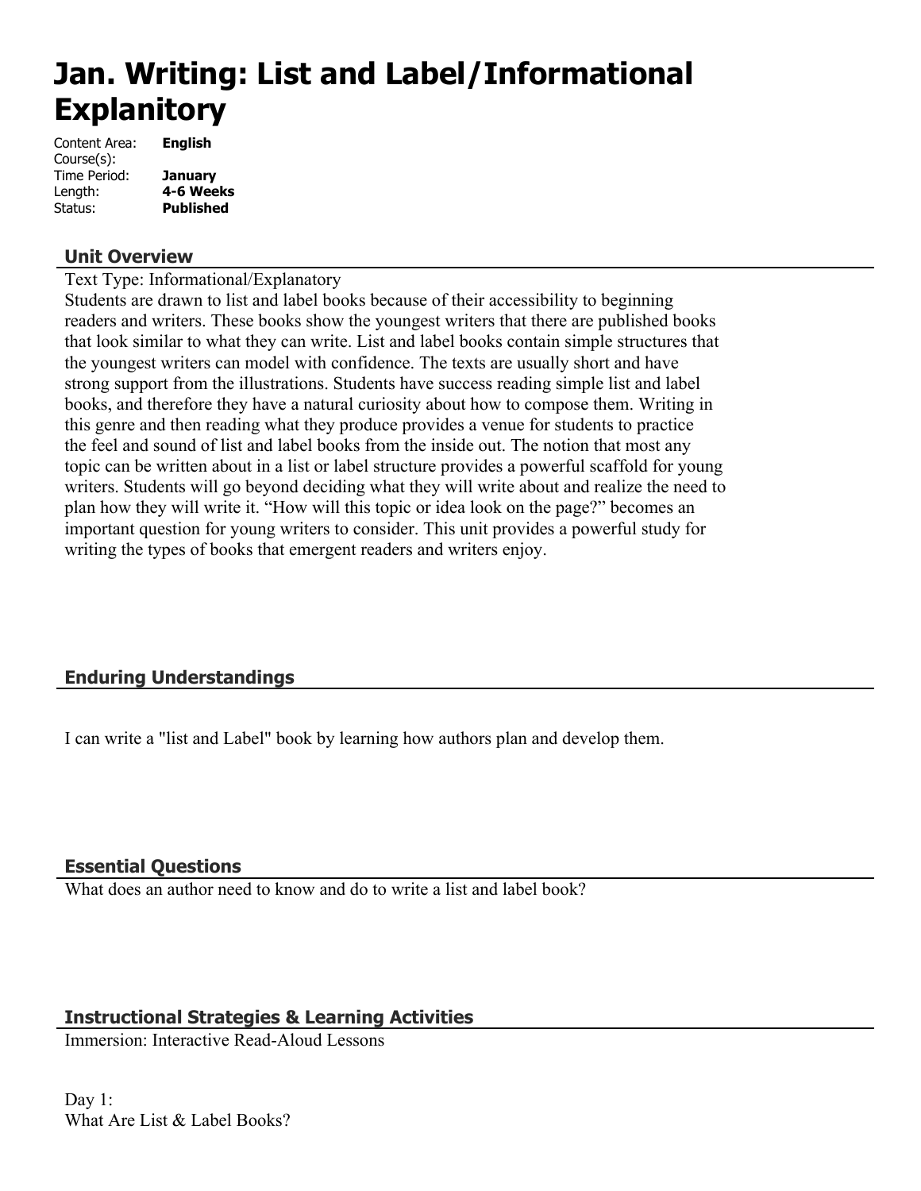# Jan. Writing: List and Label/Informational Explanitory

Content Area: **English**
Course(s):
Time Period: **January**
Length: **4-6 Weeks**
Status: **Published**

## Unit Overview

Text Type: Informational/Explanatory
Students are drawn to list and label books because of their accessibility to beginning readers and writers. These books show the youngest writers that there are published books that look similar to what they can write. List and label books contain simple structures that the youngest writers can model with confidence. The texts are usually short and have strong support from the illustrations. Students have success reading simple list and label books, and therefore they have a natural curiosity about how to compose them. Writing in this genre and then reading what they produce provides a venue for students to practice the feel and sound of list and label books from the inside out. The notion that most any topic can be written about in a list or label structure provides a powerful scaffold for young writers. Students will go beyond deciding what they will write about and realize the need to plan how they will write it. "How will this topic or idea look on the page?" becomes an important question for young writers to consider. This unit provides a powerful study for writing the types of books that emergent readers and writers enjoy.

## Enduring Understandings

I can write a "list and Label" book by learning how authors plan and develop them.

## Essential Questions

What does an author need to know and do to write a list and label book?

## Instructional Strategies & Learning Activities

Immersion: Interactive Read-Aloud Lessons

Day 1:
What Are List & Label Books?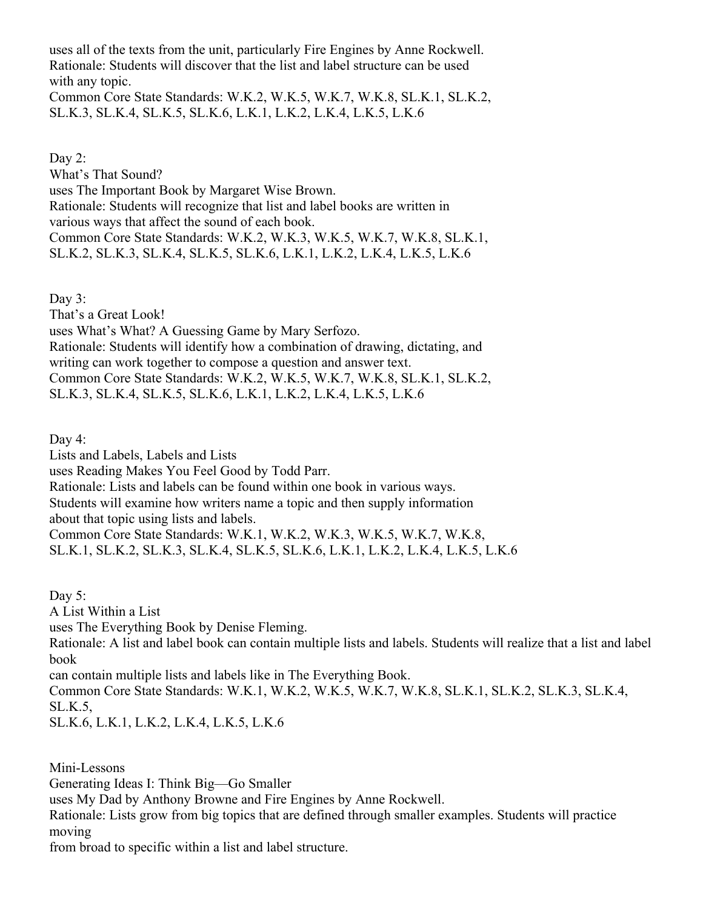uses all of the texts from the unit, particularly Fire Engines by Anne Rockwell.
Rationale: Students will discover that the list and label structure can be used with any topic.
Common Core State Standards: W.K.2, W.K.5, W.K.7, W.K.8, SL.K.1, SL.K.2, SL.K.3, SL.K.4, SL.K.5, SL.K.6, L.K.1, L.K.2, L.K.4, L.K.5, L.K.6

Day 2:
What's That Sound?
uses The Important Book by Margaret Wise Brown.
Rationale: Students will recognize that list and label books are written in various ways that affect the sound of each book.
Common Core State Standards: W.K.2, W.K.3, W.K.5, W.K.7, W.K.8, SL.K.1, SL.K.2, SL.K.3, SL.K.4, SL.K.5, SL.K.6, L.K.1, L.K.2, L.K.4, L.K.5, L.K.6

Day 3:
That's a Great Look!
uses What's What? A Guessing Game by Mary Serfozo.
Rationale: Students will identify how a combination of drawing, dictating, and writing can work together to compose a question and answer text.
Common Core State Standards: W.K.2, W.K.5, W.K.7, W.K.8, SL.K.1, SL.K.2, SL.K.3, SL.K.4, SL.K.5, SL.K.6, L.K.1, L.K.2, L.K.4, L.K.5, L.K.6

Day 4:
Lists and Labels, Labels and Lists
uses Reading Makes You Feel Good by Todd Parr.
Rationale: Lists and labels can be found within one book in various ways. Students will examine how writers name a topic and then supply information about that topic using lists and labels.
Common Core State Standards: W.K.1, W.K.2, W.K.3, W.K.5, W.K.7, W.K.8, SL.K.1, SL.K.2, SL.K.3, SL.K.4, SL.K.5, SL.K.6, L.K.1, L.K.2, L.K.4, L.K.5, L.K.6

Day 5:
A List Within a List
uses The Everything Book by Denise Fleming.
Rationale: A list and label book can contain multiple lists and labels. Students will realize that a list and label book can contain multiple lists and labels like in The Everything Book.
Common Core State Standards: W.K.1, W.K.2, W.K.5, W.K.7, W.K.8, SL.K.1, SL.K.2, SL.K.3, SL.K.4, SL.K.5, SL.K.6, L.K.1, L.K.2, L.K.4, L.K.5, L.K.6

Mini-Lessons
Generating Ideas I: Think Big—Go Smaller
uses My Dad by Anthony Browne and Fire Engines by Anne Rockwell.
Rationale: Lists grow from big topics that are defined through smaller examples. Students will practice moving from broad to specific within a list and label structure.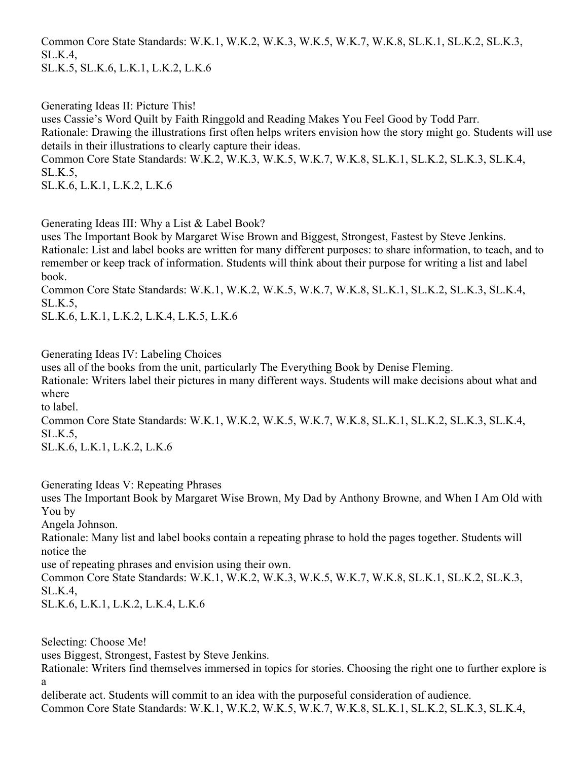Common Core State Standards: W.K.1, W.K.2, W.K.3, W.K.5, W.K.7, W.K.8, SL.K.1, SL.K.2, SL.K.3, SL.K.4,
SL.K.5, SL.K.6, L.K.1, L.K.2, L.K.6

Generating Ideas II: Picture This!
uses Cassie's Word Quilt by Faith Ringgold and Reading Makes You Feel Good by Todd Parr.
Rationale: Drawing the illustrations first often helps writers envision how the story might go. Students will use details in their illustrations to clearly capture their ideas.
Common Core State Standards: W.K.2, W.K.3, W.K.5, W.K.7, W.K.8, SL.K.1, SL.K.2, SL.K.3, SL.K.4, SL.K.5,
SL.K.6, L.K.1, L.K.2, L.K.6

Generating Ideas III: Why a List & Label Book?
uses The Important Book by Margaret Wise Brown and Biggest, Strongest, Fastest by Steve Jenkins.
Rationale: List and label books are written for many different purposes: to share information, to teach, and to remember or keep track of information. Students will think about their purpose for writing a list and label book.
Common Core State Standards: W.K.1, W.K.2, W.K.5, W.K.7, W.K.8, SL.K.1, SL.K.2, SL.K.3, SL.K.4, SL.K.5,
SL.K.6, L.K.1, L.K.2, L.K.4, L.K.5, L.K.6

Generating Ideas IV: Labeling Choices
uses all of the books from the unit, particularly The Everything Book by Denise Fleming.
Rationale: Writers label their pictures in many different ways. Students will make decisions about what and where
to label.
Common Core State Standards: W.K.1, W.K.2, W.K.5, W.K.7, W.K.8, SL.K.1, SL.K.2, SL.K.3, SL.K.4, SL.K.5,
SL.K.6, L.K.1, L.K.2, L.K.6

Generating Ideas V: Repeating Phrases
uses The Important Book by Margaret Wise Brown, My Dad by Anthony Browne, and When I Am Old with You by
Angela Johnson.
Rationale: Many list and label books contain a repeating phrase to hold the pages together. Students will notice the
use of repeating phrases and envision using their own.
Common Core State Standards: W.K.1, W.K.2, W.K.3, W.K.5, W.K.7, W.K.8, SL.K.1, SL.K.2, SL.K.3, SL.K.4,
SL.K.6, L.K.1, L.K.2, L.K.4, L.K.6

Selecting: Choose Me!
uses Biggest, Strongest, Fastest by Steve Jenkins.
Rationale: Writers find themselves immersed in topics for stories. Choosing the right one to further explore is a
deliberate act. Students will commit to an idea with the purposeful consideration of audience.
Common Core State Standards: W.K.1, W.K.2, W.K.5, W.K.7, W.K.8, SL.K.1, SL.K.2, SL.K.3, SL.K.4,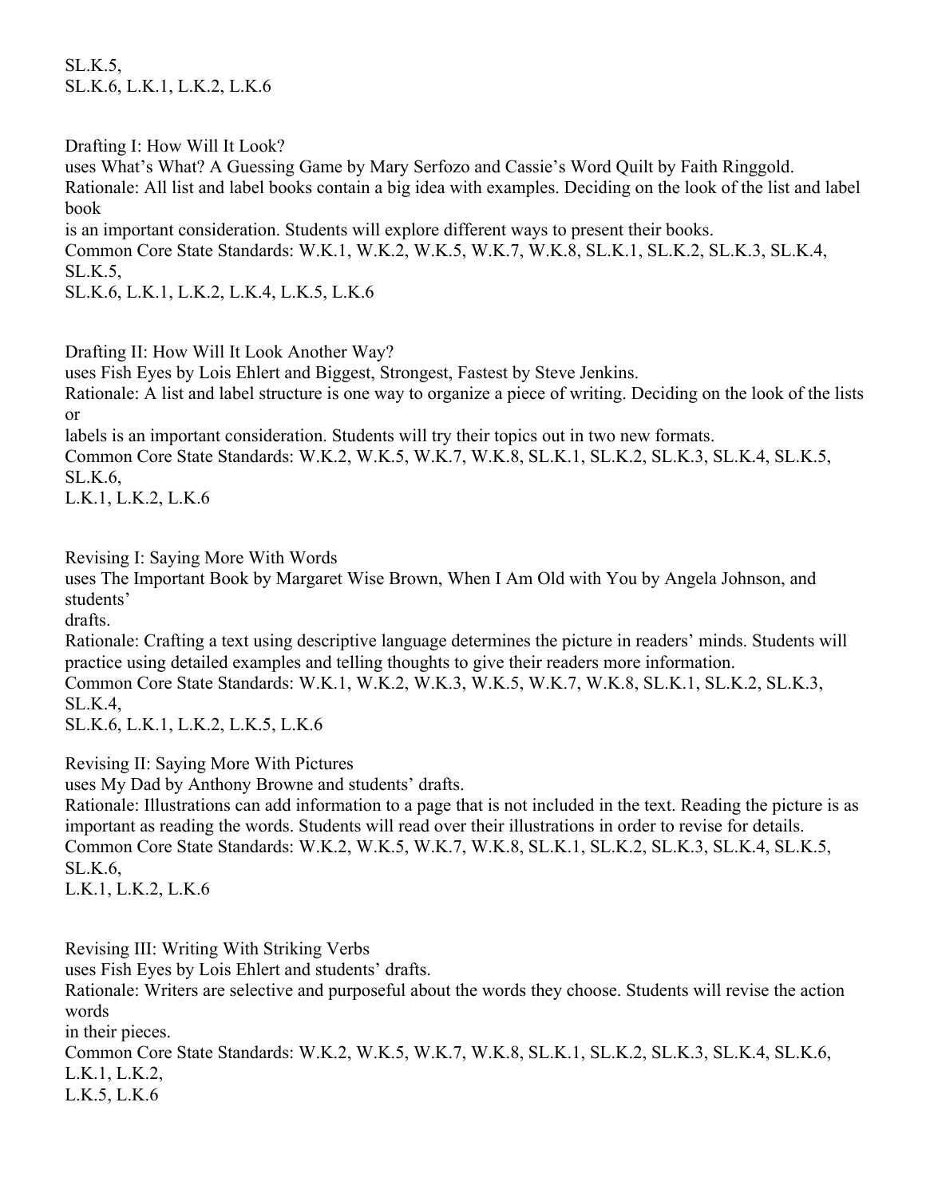SL.K.5,
SL.K.6, L.K.1, L.K.2, L.K.6

Drafting I: How Will It Look?
uses What's What? A Guessing Game by Mary Serfozo and Cassie's Word Quilt by Faith Ringgold.
Rationale: All list and label books contain a big idea with examples. Deciding on the look of the list and label book
is an important consideration. Students will explore different ways to present their books.
Common Core State Standards: W.K.1, W.K.2, W.K.5, W.K.7, W.K.8, SL.K.1, SL.K.2, SL.K.3, SL.K.4, SL.K.5,
SL.K.6, L.K.1, L.K.2, L.K.4, L.K.5, L.K.6

Drafting II: How Will It Look Another Way?
uses Fish Eyes by Lois Ehlert and Biggest, Strongest, Fastest by Steve Jenkins.
Rationale: A list and label structure is one way to organize a piece of writing. Deciding on the look of the lists or
labels is an important consideration. Students will try their topics out in two new formats.
Common Core State Standards: W.K.2, W.K.5, W.K.7, W.K.8, SL.K.1, SL.K.2, SL.K.3, SL.K.4, SL.K.5, SL.K.6,
L.K.1, L.K.2, L.K.6

Revising I: Saying More With Words
uses The Important Book by Margaret Wise Brown, When I Am Old with You by Angela Johnson, and students'
drafts.
Rationale: Crafting a text using descriptive language determines the picture in readers' minds. Students will practice using detailed examples and telling thoughts to give their readers more information.
Common Core State Standards: W.K.1, W.K.2, W.K.3, W.K.5, W.K.7, W.K.8, SL.K.1, SL.K.2, SL.K.3, SL.K.4,
SL.K.6, L.K.1, L.K.2, L.K.5, L.K.6

Revising II: Saying More With Pictures
uses My Dad by Anthony Browne and students' drafts.
Rationale: Illustrations can add information to a page that is not included in the text. Reading the picture is as important as reading the words. Students will read over their illustrations in order to revise for details.
Common Core State Standards: W.K.2, W.K.5, W.K.7, W.K.8, SL.K.1, SL.K.2, SL.K.3, SL.K.4, SL.K.5, SL.K.6,
L.K.1, L.K.2, L.K.6

Revising III: Writing With Striking Verbs
uses Fish Eyes by Lois Ehlert and students' drafts.
Rationale: Writers are selective and purposeful about the words they choose. Students will revise the action words
in their pieces.
Common Core State Standards: W.K.2, W.K.5, W.K.7, W.K.8, SL.K.1, SL.K.2, SL.K.3, SL.K.4, SL.K.6, L.K.1, L.K.2,
L.K.5, L.K.6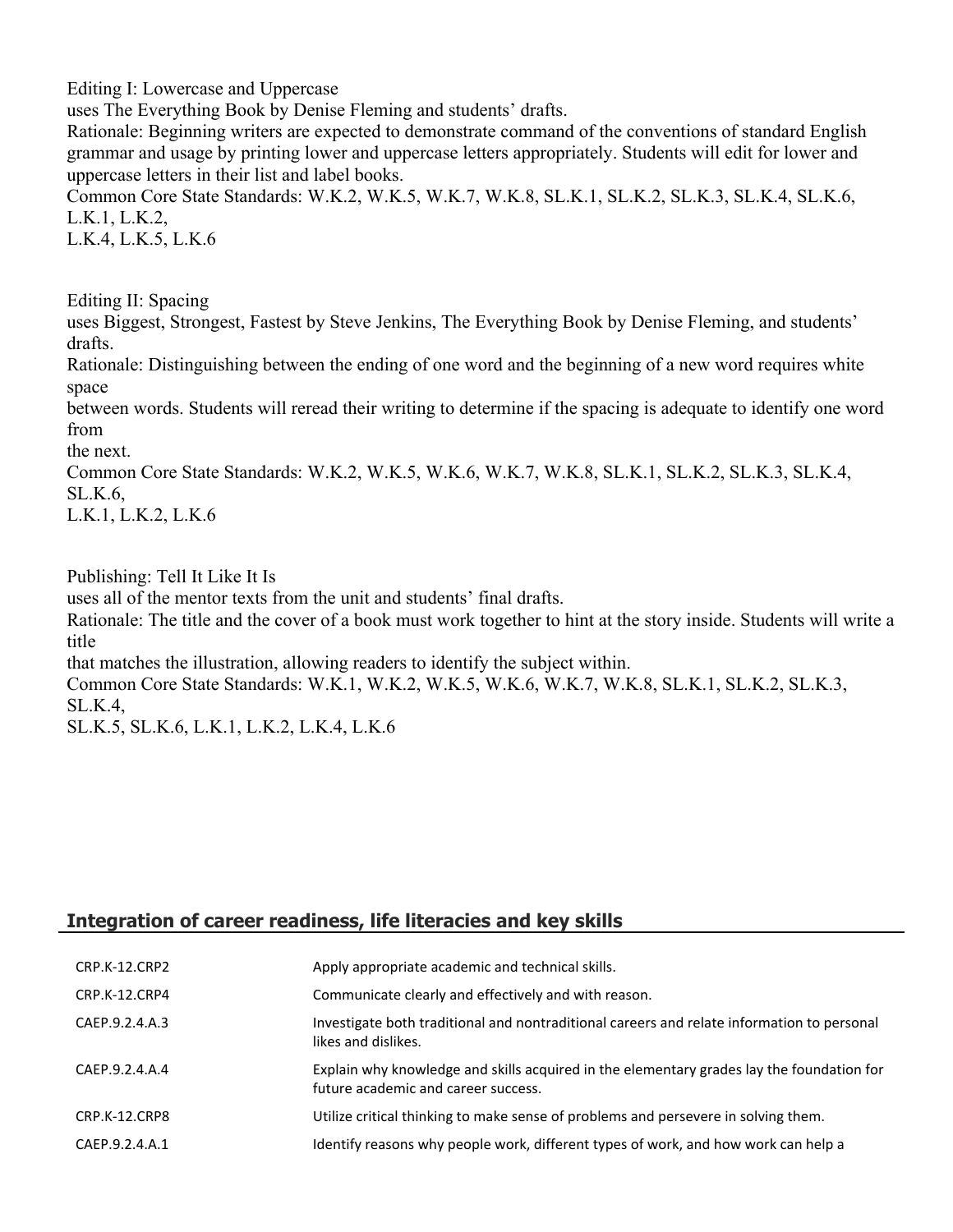Editing I: Lowercase and Uppercase
uses The Everything Book by Denise Fleming and students' drafts.
Rationale: Beginning writers are expected to demonstrate command of the conventions of standard English grammar and usage by printing lower and uppercase letters appropriately. Students will edit for lower and uppercase letters in their list and label books.
Common Core State Standards: W.K.2, W.K.5, W.K.7, W.K.8, SL.K.1, SL.K.2, SL.K.3, SL.K.4, SL.K.6, L.K.1, L.K.2,
L.K.4, L.K.5, L.K.6

Editing II: Spacing
uses Biggest, Strongest, Fastest by Steve Jenkins, The Everything Book by Denise Fleming, and students' drafts.
Rationale: Distinguishing between the ending of one word and the beginning of a new word requires white space
between words. Students will reread their writing to determine if the spacing is adequate to identify one word from
the next.
Common Core State Standards: W.K.2, W.K.5, W.K.6, W.K.7, W.K.8, SL.K.1, SL.K.2, SL.K.3, SL.K.4, SL.K.6,
L.K.1, L.K.2, L.K.6

Publishing: Tell It Like It Is
uses all of the mentor texts from the unit and students' final drafts.
Rationale: The title and the cover of a book must work together to hint at the story inside. Students will write a title
that matches the illustration, allowing readers to identify the subject within.
Common Core State Standards: W.K.1, W.K.2, W.K.5, W.K.6, W.K.7, W.K.8, SL.K.1, SL.K.2, SL.K.3, SL.K.4,
SL.K.5, SL.K.6, L.K.1, L.K.2, L.K.4, L.K.6

## Integration of career readiness, life literacies and key skills

| | |
|---|---|
| CRP.K-12.CRP2 | Apply appropriate academic and technical skills. |
| CRP.K-12.CRP4 | Communicate clearly and effectively and with reason. |
| CAEP.9.2.4.A.3 | Investigate both traditional and nontraditional careers and relate information to personal likes and dislikes. |
| CAEP.9.2.4.A.4 | Explain why knowledge and skills acquired in the elementary grades lay the foundation for future academic and career success. |
| CRP.K-12.CRP8 | Utilize critical thinking to make sense of problems and persevere in solving them. |
| CAEP.9.2.4.A.1 | Identify reasons why people work, different types of work, and how work can help a |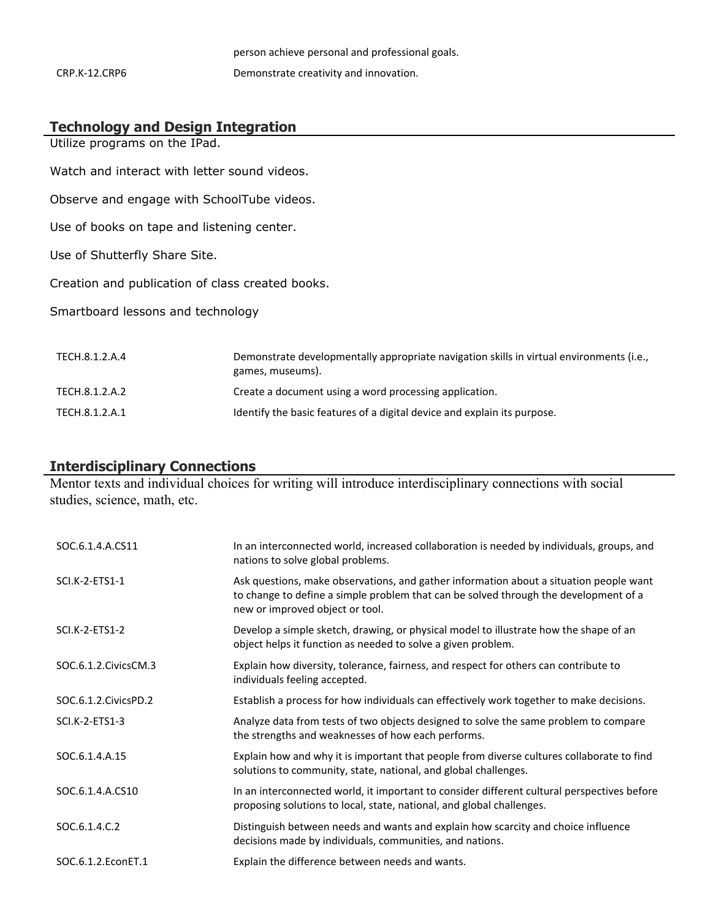| | |
|---|---|
| | person achieve personal and professional goals. |
| CRP.K-12.CRP6 | Demonstrate creativity and innovation. |

## Technology and Design Integration

Utilize programs on the IPad.

Watch and interact with letter sound videos.

Observe and engage with SchoolTube videos.

Use of books on tape and listening center.

Use of Shutterfly Share Site.

Creation and publication of class created books.

Smartboard lessons and technology

| | |
|---|---|
| TECH.8.1.2.A.4 | Demonstrate developmentally appropriate navigation skills in virtual environments (i.e., games, museums). |
| TECH.8.1.2.A.2 | Create a document using a word processing application. |
| TECH.8.1.2.A.1 | Identify the basic features of a digital device and explain its purpose. |

## Interdisciplinary Connections

Mentor texts and individual choices for writing will introduce interdisciplinary connections with social studies, science, math, etc.

| | |
|---|---|
| SOC.6.1.4.A.CS11 | In an interconnected world, increased collaboration is needed by individuals, groups, and nations to solve global problems. |
| SCI.K-2-ETS1-1 | Ask questions, make observations, and gather information about a situation people want to change to define a simple problem that can be solved through the development of a new or improved object or tool. |
| SCI.K-2-ETS1-2 | Develop a simple sketch, drawing, or physical model to illustrate how the shape of an object helps it function as needed to solve a given problem. |
| SOC.6.1.2.CivicsCM.3 | Explain how diversity, tolerance, fairness, and respect for others can contribute to individuals feeling accepted. |
| SOC.6.1.2.CivicsPD.2 | Establish a process for how individuals can effectively work together to make decisions. |
| SCI.K-2-ETS1-3 | Analyze data from tests of two objects designed to solve the same problem to compare the strengths and weaknesses of how each performs. |
| SOC.6.1.4.A.15 | Explain how and why it is important that people from diverse cultures collaborate to find solutions to community, state, national, and global challenges. |
| SOC.6.1.4.A.CS10 | In an interconnected world, it important to consider different cultural perspectives before proposing solutions to local, state, national, and global challenges. |
| SOC.6.1.4.C.2 | Distinguish between needs and wants and explain how scarcity and choice influence decisions made by individuals, communities, and nations. |
| SOC.6.1.2.EconET.1 | Explain the difference between needs and wants. |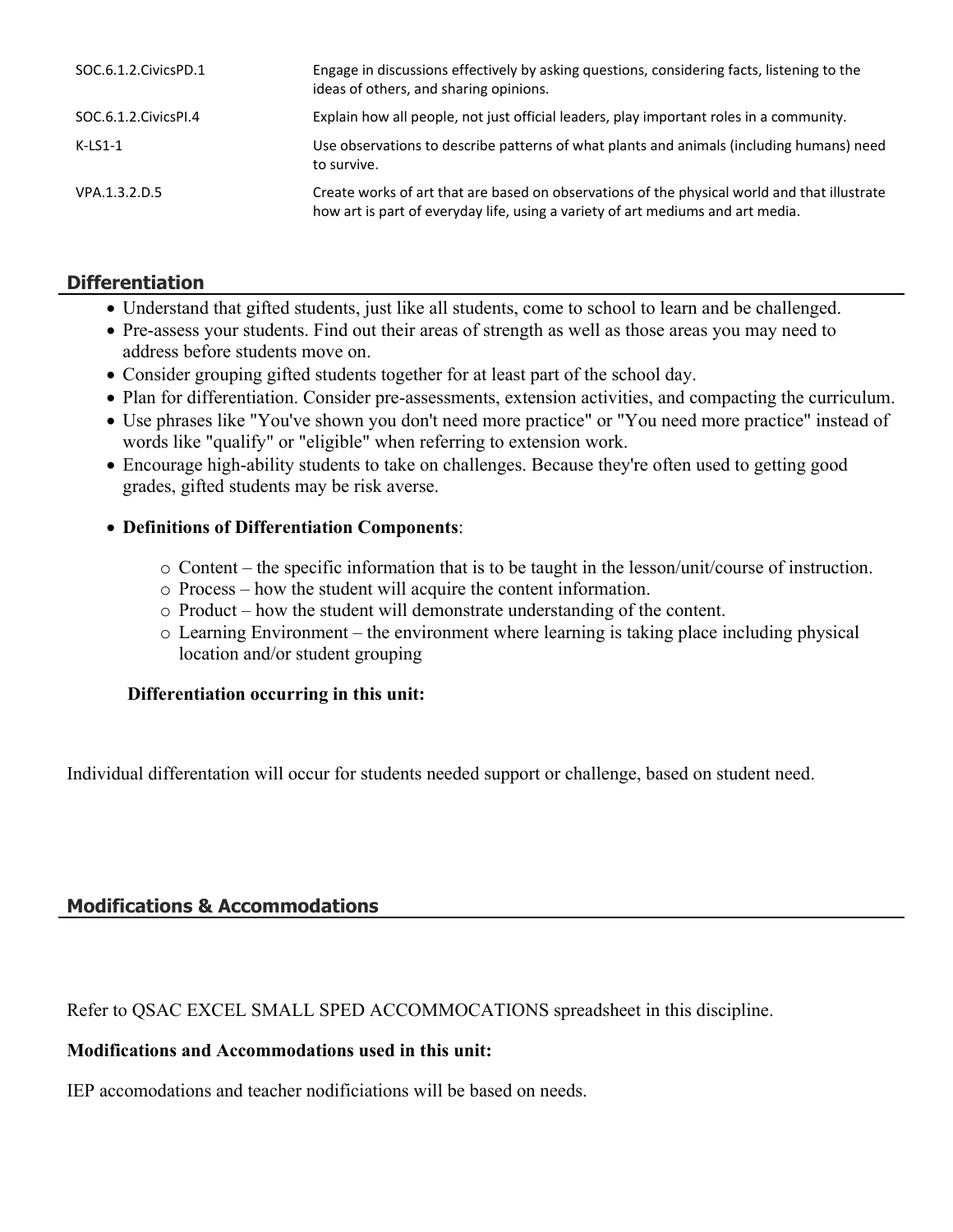| | |
|---|---|
| SOC.6.1.2.CivicsPD.1 | Engage in discussions effectively by asking questions, considering facts, listening to the ideas of others, and sharing opinions. |
| SOC.6.1.2.CivicsPI.4 | Explain how all people, not just official leaders, play important roles in a community. |
| K-LS1-1 | Use observations to describe patterns of what plants and animals (including humans) need to survive. |
| VPA.1.3.2.D.5 | Create works of art that are based on observations of the physical world and that illustrate how art is part of everyday life, using a variety of art mediums and art media. |

## Differentiation

- Understand that gifted students, just like all students, come to school to learn and be challenged.
- Pre-assess your students. Find out their areas of strength as well as those areas you may need to address before students move on.
- Consider grouping gifted students together for at least part of the school day.
- Plan for differentiation. Consider pre-assessments, extension activities, and compacting the curriculum.
- Use phrases like "You've shown you don't need more practice" or "You need more practice" instead of words like "qualify" or "eligible" when referring to extension work.
- Encourage high-ability students to take on challenges. Because they're often used to getting good grades, gifted students may be risk averse.
- **Definitions of Differentiation Components**:
  - Content – the specific information that is to be taught in the lesson/unit/course of instruction.
  - Process – how the student will acquire the content information.
  - Product – how the student will demonstrate understanding of the content.
  - Learning Environment – the environment where learning is taking place including physical location and/or student grouping

**Differentiation occurring in this unit:**

Individual differentation will occur for students needed support or challenge, based on student need.

## Modifications & Accommodations

Refer to QSAC EXCEL SMALL SPED ACCOMMOCATIONS spreadsheet in this discipline.

**Modifications and Accommodations used in this unit:**

IEP accomodations and teacher nodificiations will be based on needs.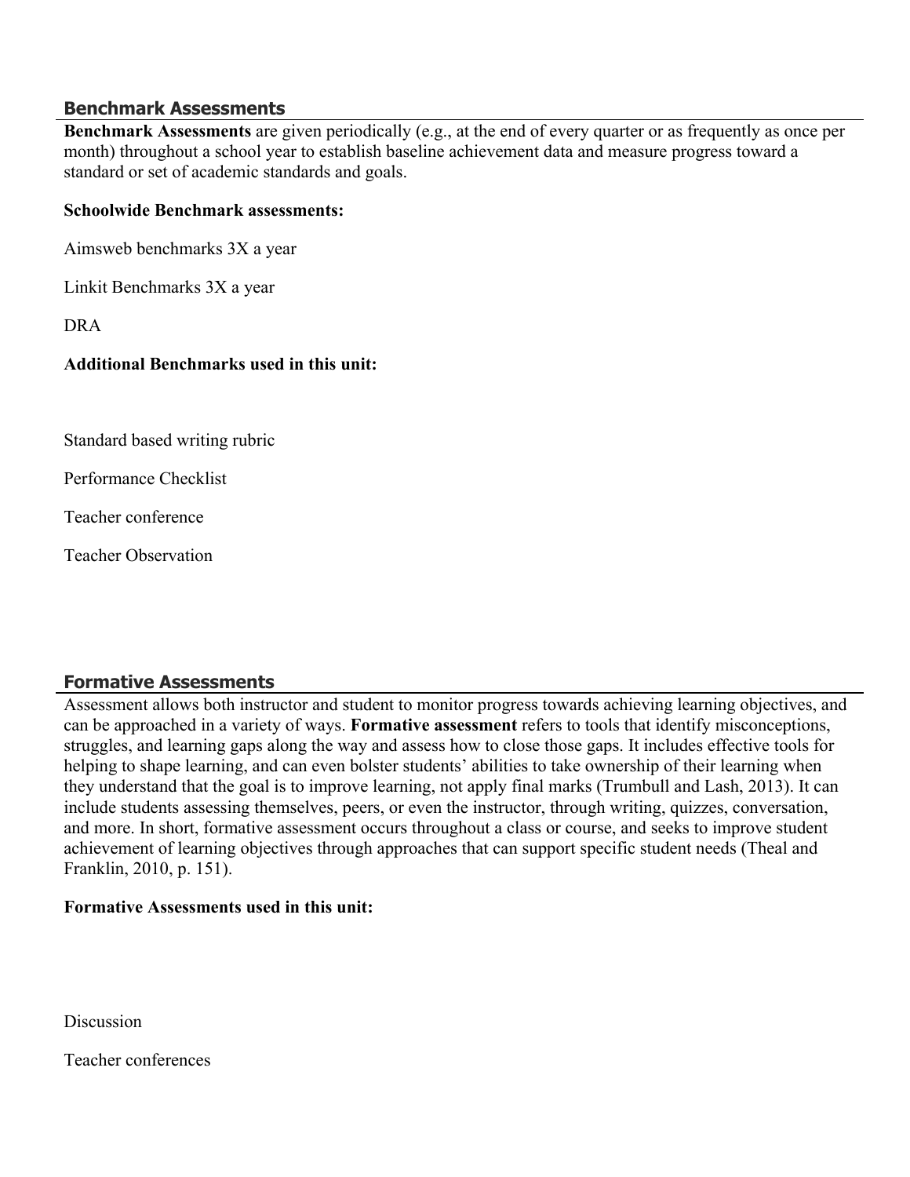## Benchmark Assessments

**Benchmark Assessments** are given periodically (e.g., at the end of every quarter or as frequently as once per month) throughout a school year to establish baseline achievement data and measure progress toward a standard or set of academic standards and goals.

**Schoolwide Benchmark assessments:**

Aimsweb benchmarks 3X a year

Linkit Benchmarks 3X a year

DRA

**Additional Benchmarks used in this unit:**

Standard based writing rubric

Performance Checklist

Teacher conference

Teacher Observation

## Formative Assessments

Assessment allows both instructor and student to monitor progress towards achieving learning objectives, and can be approached in a variety of ways. **Formative assessment** refers to tools that identify misconceptions, struggles, and learning gaps along the way and assess how to close those gaps. It includes effective tools for helping to shape learning, and can even bolster students' abilities to take ownership of their learning when they understand that the goal is to improve learning, not apply final marks (Trumbull and Lash, 2013). It can include students assessing themselves, peers, or even the instructor, through writing, quizzes, conversation, and more. In short, formative assessment occurs throughout a class or course, and seeks to improve student achievement of learning objectives through approaches that can support specific student needs (Theal and Franklin, 2010, p. 151).

**Formative Assessments used in this unit:**

Discussion

Teacher conferences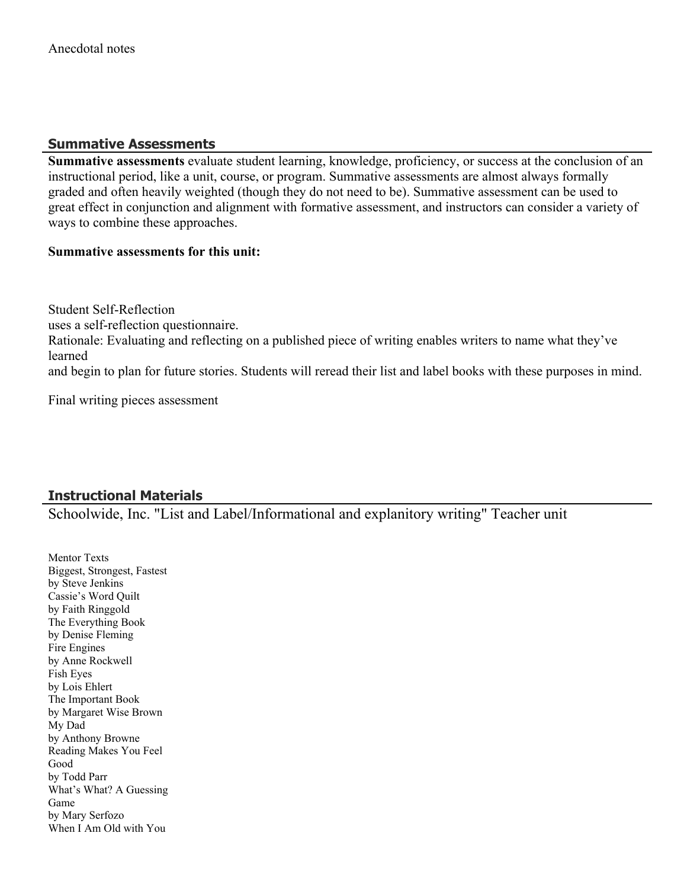Anecdotal notes

## Summative Assessments

**Summative assessments** evaluate student learning, knowledge, proficiency, or success at the conclusion of an instructional period, like a unit, course, or program. Summative assessments are almost always formally graded and often heavily weighted (though they do not need to be). Summative assessment can be used to great effect in conjunction and alignment with formative assessment, and instructors can consider a variety of ways to combine these approaches.

**Summative assessments for this unit:**

Student Self-Reflection
uses a self-reflection questionnaire.
Rationale: Evaluating and reflecting on a published piece of writing enables writers to name what they've learned
and begin to plan for future stories. Students will reread their list and label books with these purposes in mind.

Final writing pieces assessment

## Instructional Materials

Schoolwide, Inc. "List and Label/Informational and explanitory writing" Teacher unit

Mentor Texts
Biggest, Strongest, Fastest
by Steve Jenkins
Cassie's Word Quilt
by Faith Ringgold
The Everything Book
by Denise Fleming
Fire Engines
by Anne Rockwell
Fish Eyes
by Lois Ehlert
The Important Book
by Margaret Wise Brown
My Dad
by Anthony Browne
Reading Makes You Feel
Good
by Todd Parr
What's What? A Guessing
Game
by Mary Serfozo
When I Am Old with You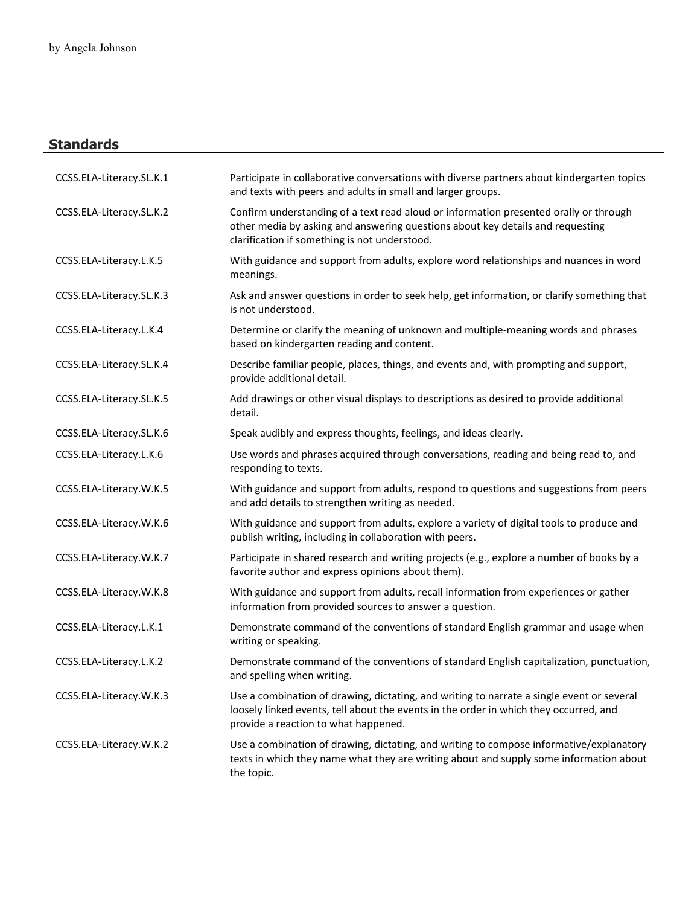by Angela Johnson

## Standards

| | |
|---|---|
| CCSS.ELA-Literacy.SL.K.1 | Participate in collaborative conversations with diverse partners about kindergarten topics and texts with peers and adults in small and larger groups. |
| CCSS.ELA-Literacy.SL.K.2 | Confirm understanding of a text read aloud or information presented orally or through other media by asking and answering questions about key details and requesting clarification if something is not understood. |
| CCSS.ELA-Literacy.L.K.5 | With guidance and support from adults, explore word relationships and nuances in word meanings. |
| CCSS.ELA-Literacy.SL.K.3 | Ask and answer questions in order to seek help, get information, or clarify something that is not understood. |
| CCSS.ELA-Literacy.L.K.4 | Determine or clarify the meaning of unknown and multiple-meaning words and phrases based on kindergarten reading and content. |
| CCSS.ELA-Literacy.SL.K.4 | Describe familiar people, places, things, and events and, with prompting and support, provide additional detail. |
| CCSS.ELA-Literacy.SL.K.5 | Add drawings or other visual displays to descriptions as desired to provide additional detail. |
| CCSS.ELA-Literacy.SL.K.6 | Speak audibly and express thoughts, feelings, and ideas clearly. |
| CCSS.ELA-Literacy.L.K.6 | Use words and phrases acquired through conversations, reading and being read to, and responding to texts. |
| CCSS.ELA-Literacy.W.K.5 | With guidance and support from adults, respond to questions and suggestions from peers and add details to strengthen writing as needed. |
| CCSS.ELA-Literacy.W.K.6 | With guidance and support from adults, explore a variety of digital tools to produce and publish writing, including in collaboration with peers. |
| CCSS.ELA-Literacy.W.K.7 | Participate in shared research and writing projects (e.g., explore a number of books by a favorite author and express opinions about them). |
| CCSS.ELA-Literacy.W.K.8 | With guidance and support from adults, recall information from experiences or gather information from provided sources to answer a question. |
| CCSS.ELA-Literacy.L.K.1 | Demonstrate command of the conventions of standard English grammar and usage when writing or speaking. |
| CCSS.ELA-Literacy.L.K.2 | Demonstrate command of the conventions of standard English capitalization, punctuation, and spelling when writing. |
| CCSS.ELA-Literacy.W.K.3 | Use a combination of drawing, dictating, and writing to narrate a single event or several loosely linked events, tell about the events in the order in which they occurred, and provide a reaction to what happened. |
| CCSS.ELA-Literacy.W.K.2 | Use a combination of drawing, dictating, and writing to compose informative/explanatory texts in which they name what they are writing about and supply some information about the topic. |